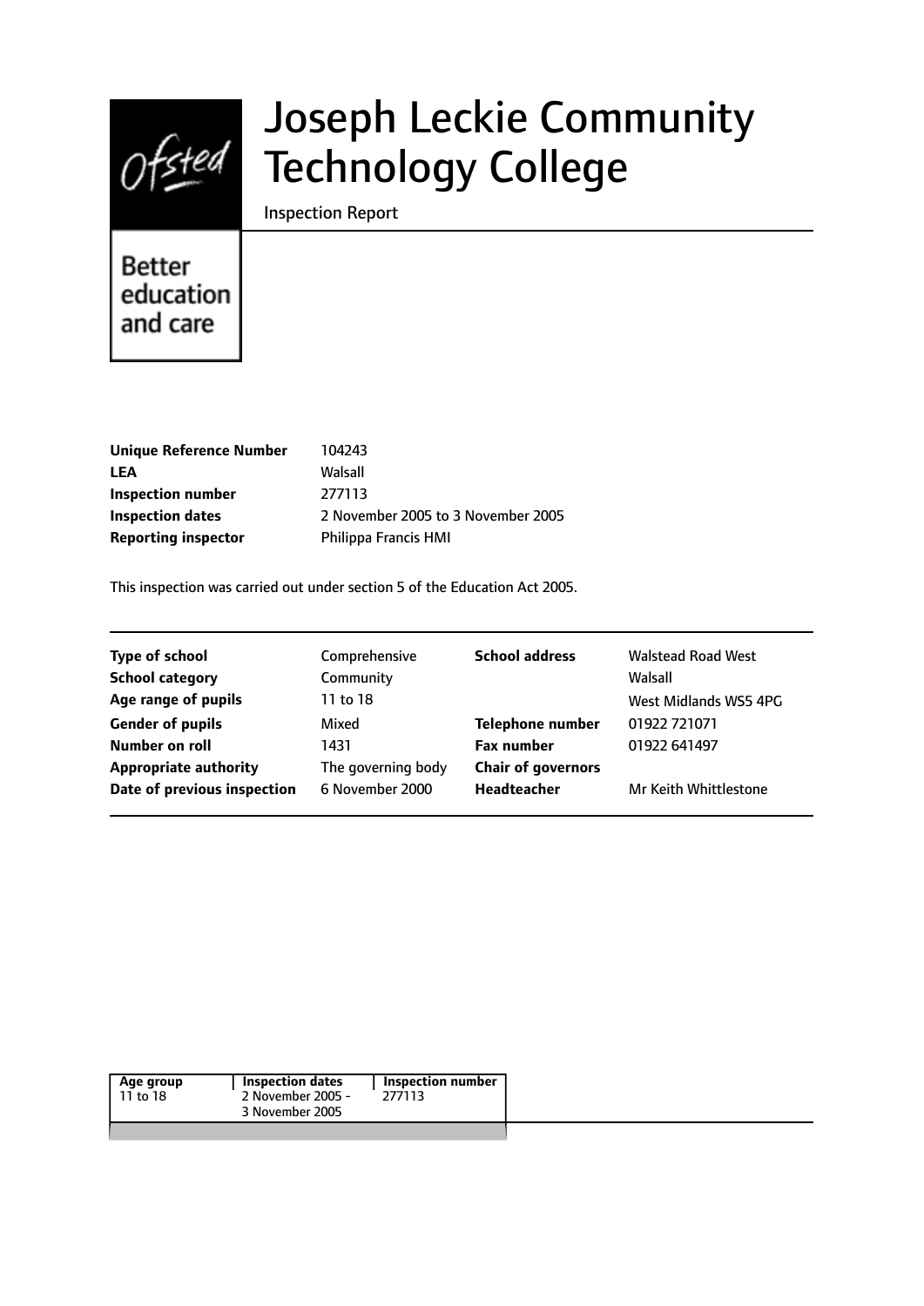# Joseph Leckie Community Technology College

Inspection Report

Better education and care

| | |
|---|---|
| **Unique Reference Number** | 104243 |
| **LEA** | Walsall |
| **Inspection number** | 277113 |
| **Inspection dates** | 2 November 2005 to 3 November 2005 |
| **Reporting inspector** | Philippa Francis HMI |

This inspection was carried out under section 5 of the Education Act 2005.

| | | | |
|---|---|---|---|
| **Type of school** | Comprehensive | **School address** | Walstead Road West |
| **School category** | Community | | Walsall |
| **Age range of pupils** | 11 to 18 | | West Midlands WS5 4PG |
| **Gender of pupils** | Mixed | **Telephone number** | 01922 721071 |
| **Number on roll** | 1431 | **Fax number** | 01922 641497 |
| **Appropriate authority** | The governing body | **Chair of governors** | |
| **Date of previous inspection** | 6 November 2000 | **Headteacher** | Mr Keith Whittlestone |

| Age group | Inspection dates | Inspection number |
|---|---|---|
| 11 to 18 | 2 November 2005 - 3 November 2005 | 277113 |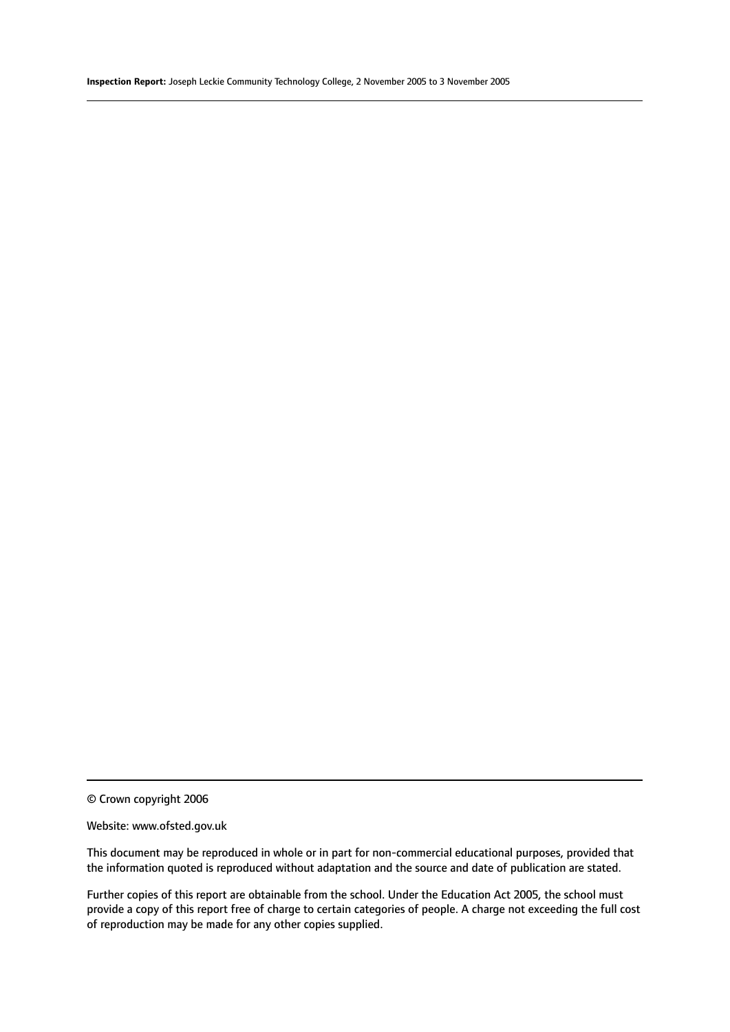© Crown copyright 2006

Website: www.ofsted.gov.uk

This document may be reproduced in whole or in part for non-commercial educational purposes, provided that the information quoted is reproduced without adaptation and the source and date of publication are stated.

Further copies of this report are obtainable from the school. Under the Education Act 2005, the school must provide a copy of this report free of charge to certain categories of people. A charge not exceeding the full cost of reproduction may be made for any other copies supplied.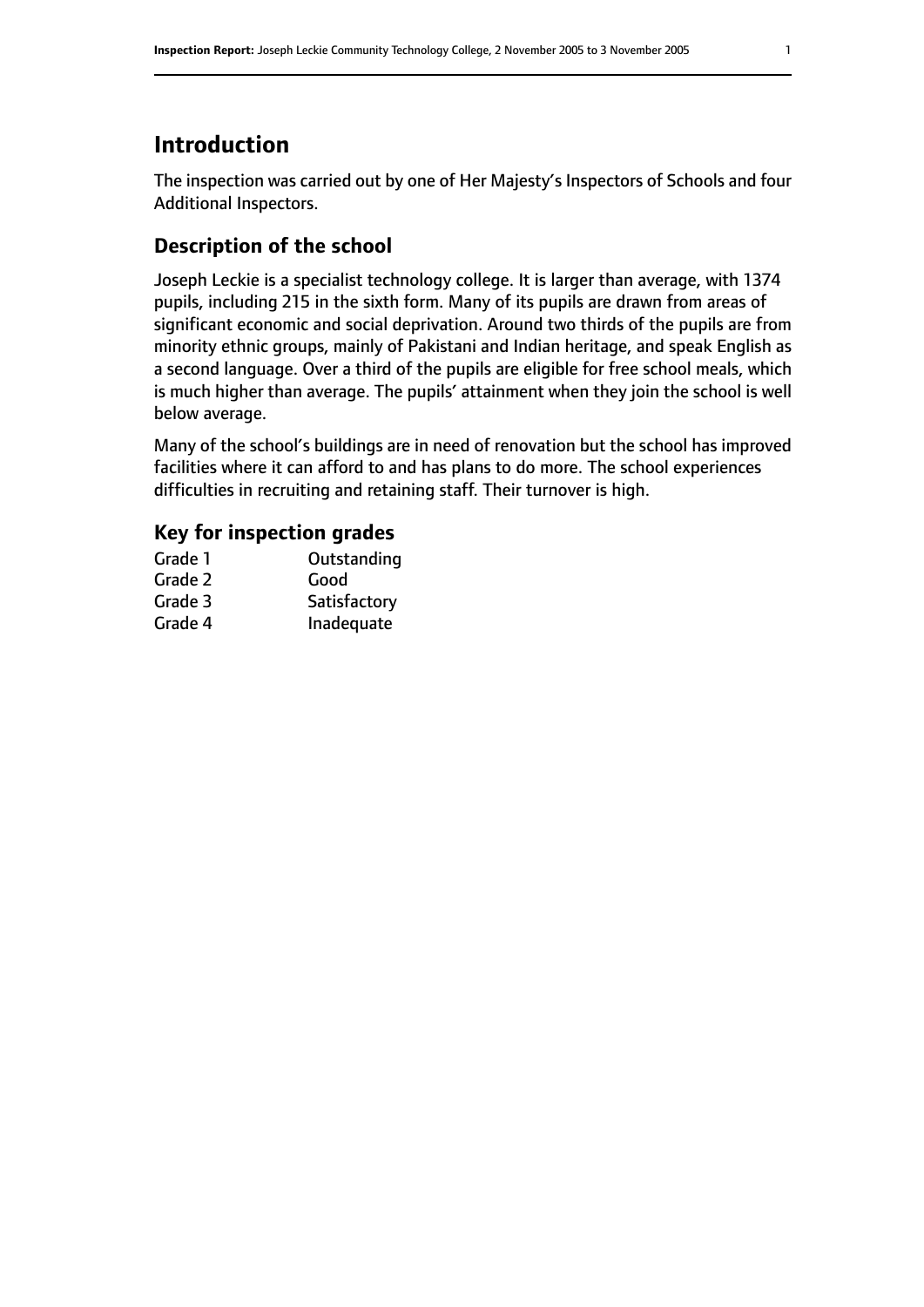# Introduction

The inspection was carried out by one of Her Majesty's Inspectors of Schools and four Additional Inspectors.

## Description of the school

Joseph Leckie is a specialist technology college. It is larger than average, with 1374 pupils, including 215 in the sixth form. Many of its pupils are drawn from areas of significant economic and social deprivation. Around two thirds of the pupils are from minority ethnic groups, mainly of Pakistani and Indian heritage, and speak English as a second language. Over a third of the pupils are eligible for free school meals, which is much higher than average. The pupils' attainment when they join the school is well below average.

Many of the school's buildings are in need of renovation but the school has improved facilities where it can afford to and has plans to do more. The school experiences difficulties in recruiting and retaining staff. Their turnover is high.

## Key for inspection grades

| | |
|---|---|
| Grade 1 | Outstanding |
| Grade 2 | Good |
| Grade 3 | Satisfactory |
| Grade 4 | Inadequate |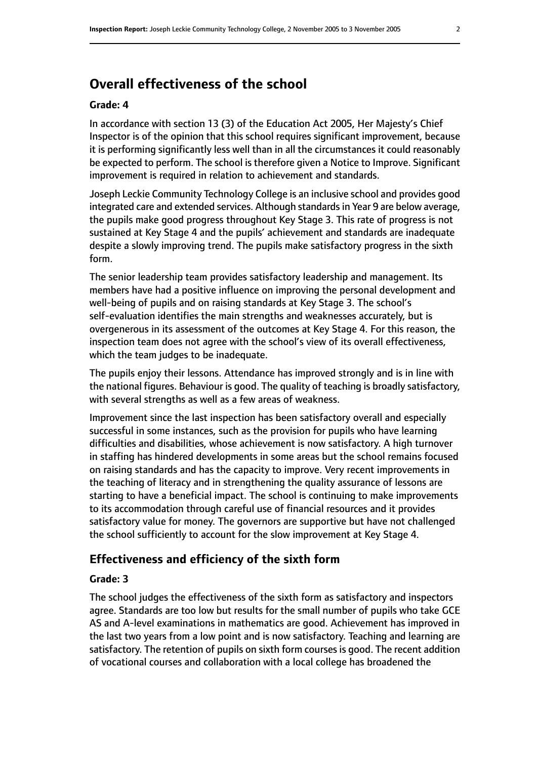## Overall effectiveness of the school

### Grade: 4

In accordance with section 13 (3) of the Education Act 2005, Her Majesty's Chief Inspector is of the opinion that this school requires significant improvement, because it is performing significantly less well than in all the circumstances it could reasonably be expected to perform. The school is therefore given a Notice to Improve. Significant improvement is required in relation to achievement and standards.

Joseph Leckie Community Technology College is an inclusive school and provides good integrated care and extended services. Although standards in Year 9 are below average, the pupils make good progress throughout Key Stage 3. This rate of progress is not sustained at Key Stage 4 and the pupils' achievement and standards are inadequate despite a slowly improving trend. The pupils make satisfactory progress in the sixth form.

The senior leadership team provides satisfactory leadership and management. Its members have had a positive influence on improving the personal development and well-being of pupils and on raising standards at Key Stage 3. The school's self-evaluation identifies the main strengths and weaknesses accurately, but is overgenerous in its assessment of the outcomes at Key Stage 4. For this reason, the inspection team does not agree with the school's view of its overall effectiveness, which the team judges to be inadequate.

The pupils enjoy their lessons. Attendance has improved strongly and is in line with the national figures. Behaviour is good. The quality of teaching is broadly satisfactory, with several strengths as well as a few areas of weakness.

Improvement since the last inspection has been satisfactory overall and especially successful in some instances, such as the provision for pupils who have learning difficulties and disabilities, whose achievement is now satisfactory. A high turnover in staffing has hindered developments in some areas but the school remains focused on raising standards and has the capacity to improve. Very recent improvements in the teaching of literacy and in strengthening the quality assurance of lessons are starting to have a beneficial impact. The school is continuing to make improvements to its accommodation through careful use of financial resources and it provides satisfactory value for money. The governors are supportive but have not challenged the school sufficiently to account for the slow improvement at Key Stage 4.

### Effectiveness and efficiency of the sixth form

### Grade: 3

The school judges the effectiveness of the sixth form as satisfactory and inspectors agree. Standards are too low but results for the small number of pupils who take GCE AS and A-level examinations in mathematics are good. Achievement has improved in the last two years from a low point and is now satisfactory. Teaching and learning are satisfactory. The retention of pupils on sixth form courses is good. The recent addition of vocational courses and collaboration with a local college has broadened the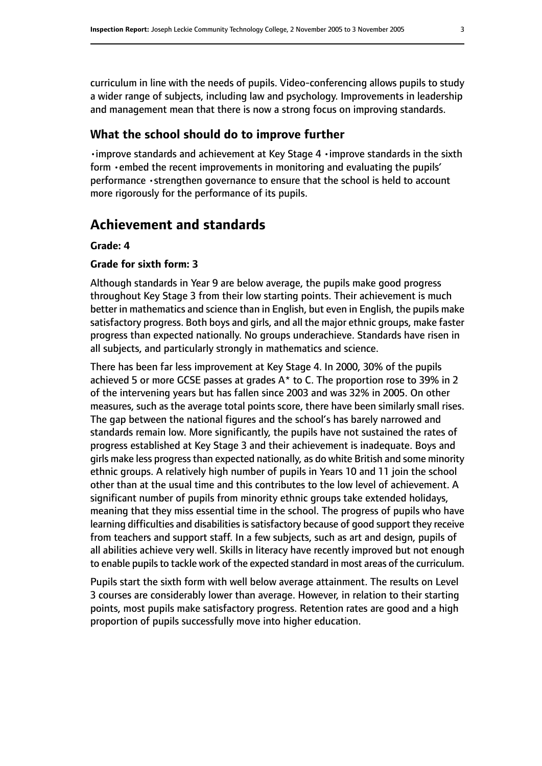curriculum in line with the needs of pupils. Video-conferencing allows pupils to study a wider range of subjects, including law and psychology. Improvements in leadership and management mean that there is now a strong focus on improving standards.

### What the school should do to improve further

- improve standards and achievement at Key Stage 4
- improve standards in the sixth form
- embed the recent improvements in monitoring and evaluating the pupils' performance
- strengthen governance to ensure that the school is held to account more rigorously for the performance of its pupils.

## Achievement and standards

**Grade: 4**

**Grade for sixth form: 3**

Although standards in Year 9 are below average, the pupils make good progress throughout Key Stage 3 from their low starting points. Their achievement is much better in mathematics and science than in English, but even in English, the pupils make satisfactory progress. Both boys and girls, and all the major ethnic groups, make faster progress than expected nationally. No groups underachieve. Standards have risen in all subjects, and particularly strongly in mathematics and science.

There has been far less improvement at Key Stage 4. In 2000, 30% of the pupils achieved 5 or more GCSE passes at grades A* to C. The proportion rose to 39% in 2 of the intervening years but has fallen since 2003 and was 32% in 2005. On other measures, such as the average total points score, there have been similarly small rises. The gap between the national figures and the school's has barely narrowed and standards remain low. More significantly, the pupils have not sustained the rates of progress established at Key Stage 3 and their achievement is inadequate. Boys and girls make less progress than expected nationally, as do white British and some minority ethnic groups. A relatively high number of pupils in Years 10 and 11 join the school other than at the usual time and this contributes to the low level of achievement. A significant number of pupils from minority ethnic groups take extended holidays, meaning that they miss essential time in the school. The progress of pupils who have learning difficulties and disabilities is satisfactory because of good support they receive from teachers and support staff. In a few subjects, such as art and design, pupils of all abilities achieve very well. Skills in literacy have recently improved but not enough to enable pupils to tackle work of the expected standard in most areas of the curriculum.

Pupils start the sixth form with well below average attainment. The results on Level 3 courses are considerably lower than average. However, in relation to their starting points, most pupils make satisfactory progress. Retention rates are good and a high proportion of pupils successfully move into higher education.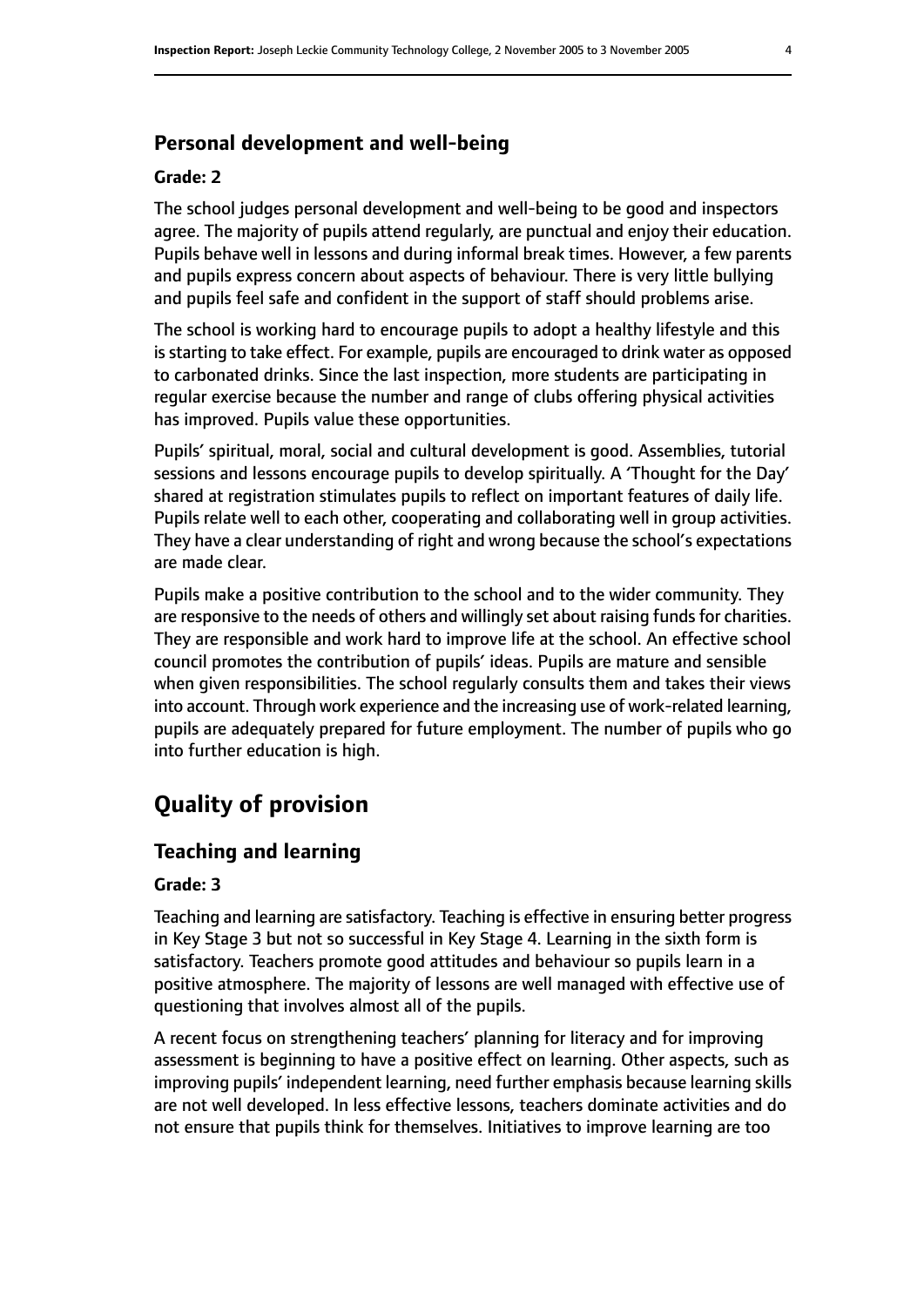### Personal development and well-being

#### Grade: 2

The school judges personal development and well-being to be good and inspectors agree. The majority of pupils attend regularly, are punctual and enjoy their education. Pupils behave well in lessons and during informal break times. However, a few parents and pupils express concern about aspects of behaviour. There is very little bullying and pupils feel safe and confident in the support of staff should problems arise.

The school is working hard to encourage pupils to adopt a healthy lifestyle and this is starting to take effect. For example, pupils are encouraged to drink water as opposed to carbonated drinks. Since the last inspection, more students are participating in regular exercise because the number and range of clubs offering physical activities has improved. Pupils value these opportunities.

Pupils' spiritual, moral, social and cultural development is good. Assemblies, tutorial sessions and lessons encourage pupils to develop spiritually. A 'Thought for the Day' shared at registration stimulates pupils to reflect on important features of daily life. Pupils relate well to each other, cooperating and collaborating well in group activities. They have a clear understanding of right and wrong because the school's expectations are made clear.

Pupils make a positive contribution to the school and to the wider community. They are responsive to the needs of others and willingly set about raising funds for charities. They are responsible and work hard to improve life at the school. An effective school council promotes the contribution of pupils' ideas. Pupils are mature and sensible when given responsibilities. The school regularly consults them and takes their views into account. Through work experience and the increasing use of work-related learning, pupils are adequately prepared for future employment. The number of pupils who go into further education is high.

## Quality of provision

### Teaching and learning

#### Grade: 3

Teaching and learning are satisfactory. Teaching is effective in ensuring better progress in Key Stage 3 but not so successful in Key Stage 4. Learning in the sixth form is satisfactory. Teachers promote good attitudes and behaviour so pupils learn in a positive atmosphere. The majority of lessons are well managed with effective use of questioning that involves almost all of the pupils.

A recent focus on strengthening teachers' planning for literacy and for improving assessment is beginning to have a positive effect on learning. Other aspects, such as improving pupils' independent learning, need further emphasis because learning skills are not well developed. In less effective lessons, teachers dominate activities and do not ensure that pupils think for themselves. Initiatives to improve learning are too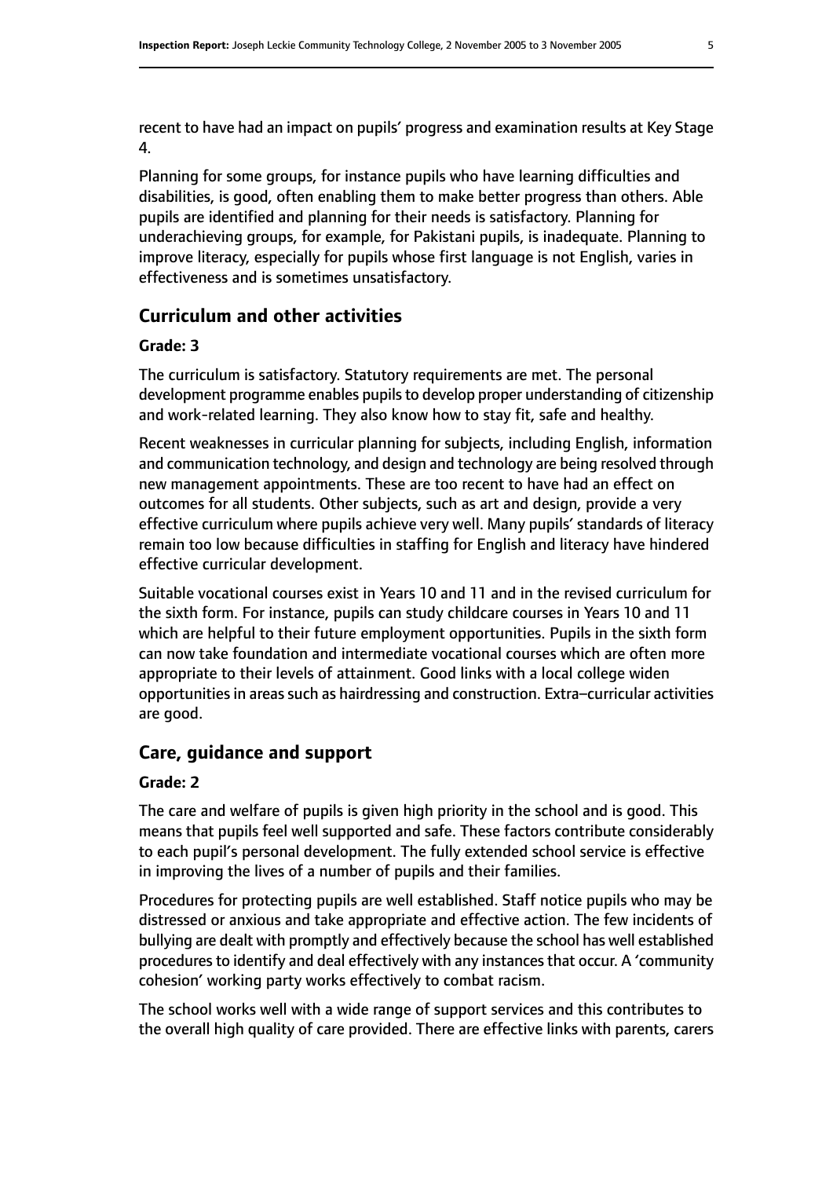recent to have had an impact on pupils' progress and examination results at Key Stage 4.

Planning for some groups, for instance pupils who have learning difficulties and disabilities, is good, often enabling them to make better progress than others. Able pupils are identified and planning for their needs is satisfactory. Planning for underachieving groups, for example, for Pakistani pupils, is inadequate. Planning to improve literacy, especially for pupils whose first language is not English, varies in effectiveness and is sometimes unsatisfactory.

## Curriculum and other activities

### Grade: 3

The curriculum is satisfactory. Statutory requirements are met. The personal development programme enables pupils to develop proper understanding of citizenship and work-related learning. They also know how to stay fit, safe and healthy.

Recent weaknesses in curricular planning for subjects, including English, information and communication technology, and design and technology are being resolved through new management appointments. These are too recent to have had an effect on outcomes for all students. Other subjects, such as art and design, provide a very effective curriculum where pupils achieve very well. Many pupils' standards of literacy remain too low because difficulties in staffing for English and literacy have hindered effective curricular development.

Suitable vocational courses exist in Years 10 and 11 and in the revised curriculum for the sixth form. For instance, pupils can study childcare courses in Years 10 and 11 which are helpful to their future employment opportunities. Pupils in the sixth form can now take foundation and intermediate vocational courses which are often more appropriate to their levels of attainment. Good links with a local college widen opportunities in areas such as hairdressing and construction. Extra–curricular activities are good.

## Care, guidance and support

### Grade: 2

The care and welfare of pupils is given high priority in the school and is good. This means that pupils feel well supported and safe. These factors contribute considerably to each pupil's personal development. The fully extended school service is effective in improving the lives of a number of pupils and their families.

Procedures for protecting pupils are well established. Staff notice pupils who may be distressed or anxious and take appropriate and effective action. The few incidents of bullying are dealt with promptly and effectively because the school has well established procedures to identify and deal effectively with any instances that occur. A 'community cohesion' working party works effectively to combat racism.

The school works well with a wide range of support services and this contributes to the overall high quality of care provided. There are effective links with parents, carers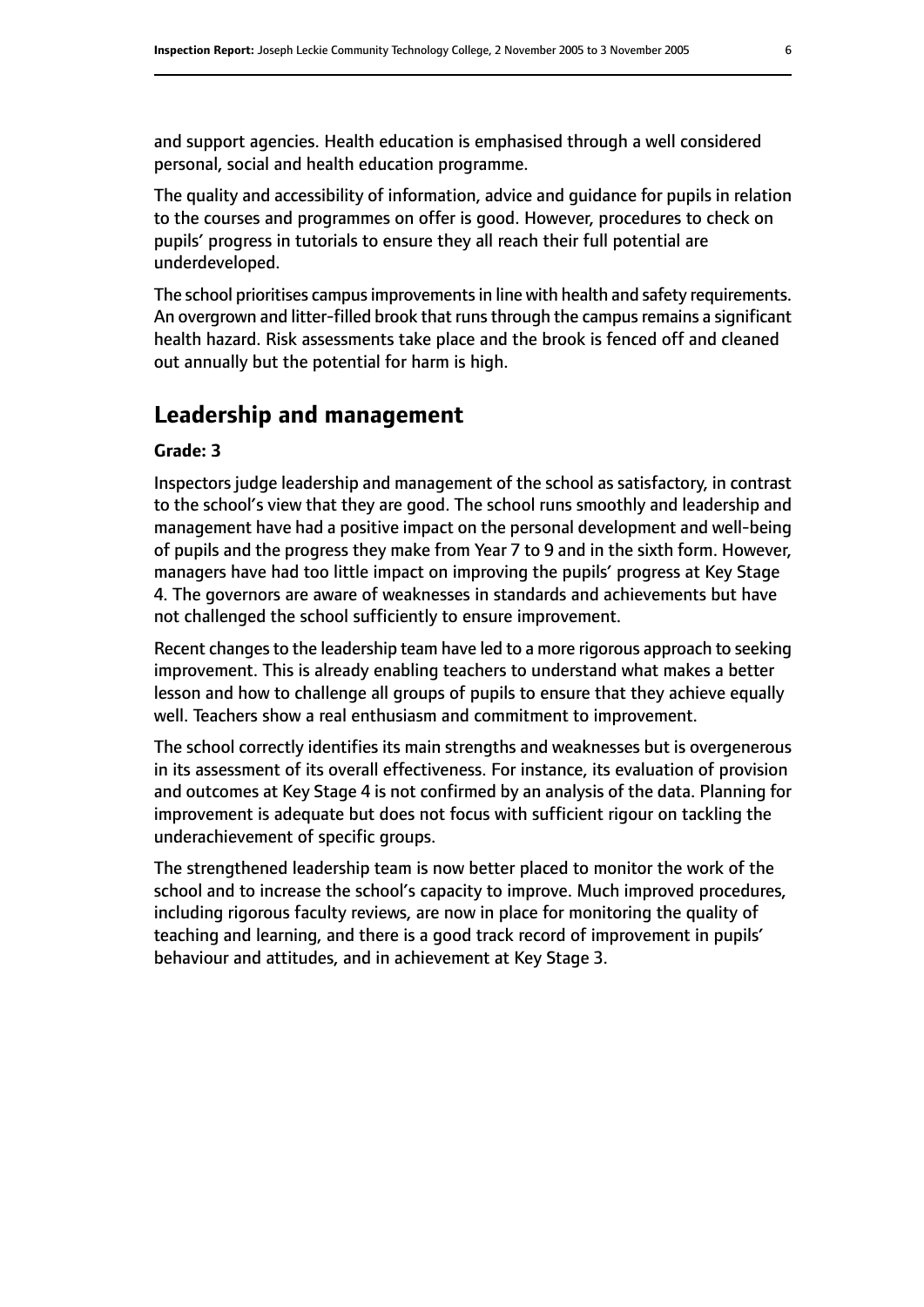and support agencies. Health education is emphasised through a well considered personal, social and health education programme.

The quality and accessibility of information, advice and guidance for pupils in relation to the courses and programmes on offer is good. However, procedures to check on pupils' progress in tutorials to ensure they all reach their full potential are underdeveloped.

The school prioritises campus improvements in line with health and safety requirements. An overgrown and litter-filled brook that runs through the campus remains a significant health hazard. Risk assessments take place and the brook is fenced off and cleaned out annually but the potential for harm is high.

## Leadership and management

**Grade: 3**

Inspectors judge leadership and management of the school as satisfactory, in contrast to the school's view that they are good. The school runs smoothly and leadership and management have had a positive impact on the personal development and well-being of pupils and the progress they make from Year 7 to 9 and in the sixth form. However, managers have had too little impact on improving the pupils' progress at Key Stage 4. The governors are aware of weaknesses in standards and achievements but have not challenged the school sufficiently to ensure improvement.

Recent changes to the leadership team have led to a more rigorous approach to seeking improvement. This is already enabling teachers to understand what makes a better lesson and how to challenge all groups of pupils to ensure that they achieve equally well. Teachers show a real enthusiasm and commitment to improvement.

The school correctly identifies its main strengths and weaknesses but is overgenerous in its assessment of its overall effectiveness. For instance, its evaluation of provision and outcomes at Key Stage 4 is not confirmed by an analysis of the data. Planning for improvement is adequate but does not focus with sufficient rigour on tackling the underachievement of specific groups.

The strengthened leadership team is now better placed to monitor the work of the school and to increase the school's capacity to improve. Much improved procedures, including rigorous faculty reviews, are now in place for monitoring the quality of teaching and learning, and there is a good track record of improvement in pupils' behaviour and attitudes, and in achievement at Key Stage 3.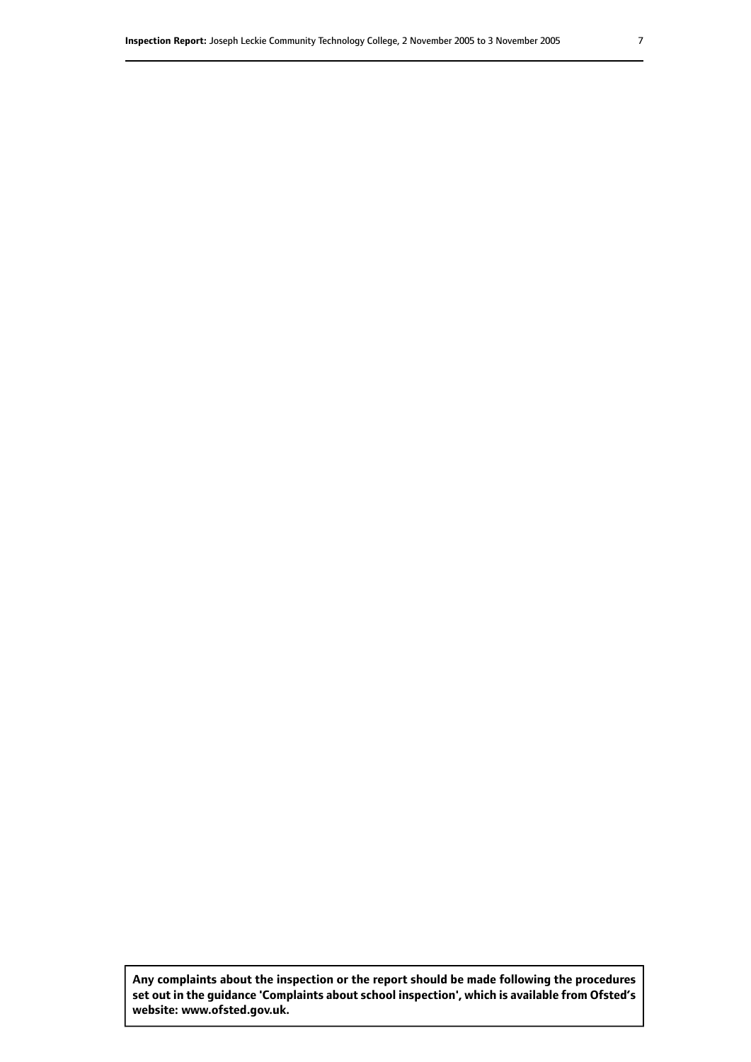**Any complaints about the inspection or the report should be made following the procedures set out in the guidance 'Complaints about school inspection', which is available from Ofsted's website: www.ofsted.gov.uk.**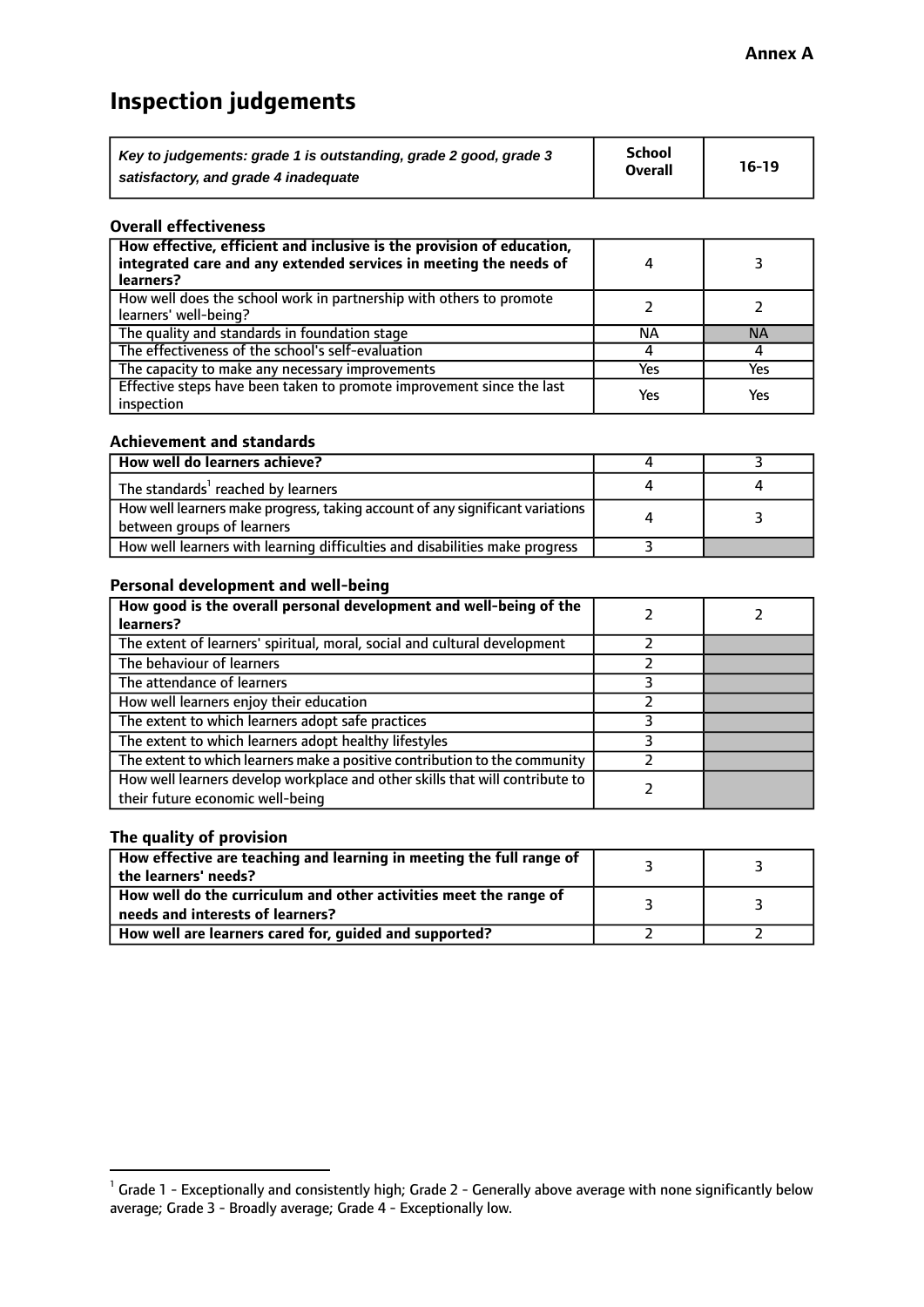**Annex A**

# Inspection judgements

| *Key to judgements: grade 1 is outstanding, grade 2 good, grade 3 satisfactory, and grade 4 inadequate* | School Overall | 16-19 |
|---|---|---|

### Overall effectiveness

| | | |
|---|---|---|
| **How effective, efficient and inclusive is the provision of education, integrated care and any extended services in meeting the needs of learners?** | 4 | 3 |
| How well does the school work in partnership with others to promote learners' well-being? | 2 | 2 |
| The quality and standards in foundation stage | NA | NA |
| The effectiveness of the school's self-evaluation | 4 | 4 |
| The capacity to make any necessary improvements | Yes | Yes |
| Effective steps have been taken to promote improvement since the last inspection | Yes | Yes |

### Achievement and standards

| | | |
|---|---|---|
| **How well do learners achieve?** | 4 | 3 |
| The standards[1] reached by learners | 4 | 4 |
| How well learners make progress, taking account of any significant variations between groups of learners | 4 | 3 |
| How well learners with learning difficulties and disabilities make progress | 3 | |

### Personal development and well-being

| | | |
|---|---|---|
| **How good is the overall personal development and well-being of the learners?** | 2 | 2 |
| The extent of learners' spiritual, moral, social and cultural development | 2 | |
| The behaviour of learners | 2 | |
| The attendance of learners | 3 | |
| How well learners enjoy their education | 2 | |
| The extent to which learners adopt safe practices | 3 | |
| The extent to which learners adopt healthy lifestyles | 3 | |
| The extent to which learners make a positive contribution to the community | 2 | |
| How well learners develop workplace and other skills that will contribute to their future economic well-being | 2 | |

### The quality of provision

| | | |
|---|---|---|
| **How effective are teaching and learning in meeting the full range of the learners' needs?** | 3 | 3 |
| **How well do the curriculum and other activities meet the range of needs and interests of learners?** | 3 | 3 |
| **How well are learners cared for, guided and supported?** | 2 | 2 |

[1] Grade 1 - Exceptionally and consistently high; Grade 2 - Generally above average with none significantly below average; Grade 3 - Broadly average; Grade 4 - Exceptionally low.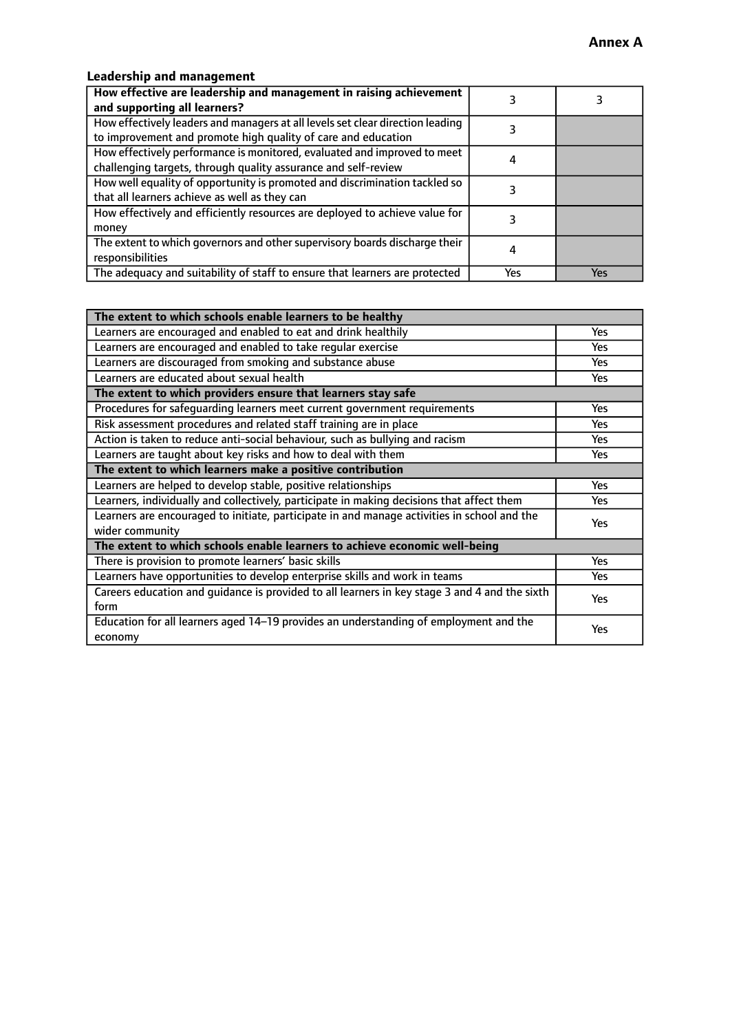**Annex A**

### Leadership and management

| How effective are leadership and management in raising achievement and supporting all learners? | 3 | 3 |
|---|---|---|
| How effectively leaders and managers at all levels set clear direction leading to improvement and promote high quality of care and education | 3 | |
| How effectively performance is monitored, evaluated and improved to meet challenging targets, through quality assurance and self-review | 4 | |
| How well equality of opportunity is promoted and discrimination tackled so that all learners achieve as well as they can | 3 | |
| How effectively and efficiently resources are deployed to achieve value for money | 3 | |
| The extent to which governors and other supervisory boards discharge their responsibilities | 4 | |
| The adequacy and suitability of staff to ensure that learners are protected | Yes | Yes |

| **The extent to which schools enable learners to be healthy** | |
|---|---|
| Learners are encouraged and enabled to eat and drink healthily | Yes |
| Learners are encouraged and enabled to take regular exercise | Yes |
| Learners are discouraged from smoking and substance abuse | Yes |
| Learners are educated about sexual health | Yes |
| **The extent to which providers ensure that learners stay safe** | |
| Procedures for safeguarding learners meet current government requirements | Yes |
| Risk assessment procedures and related staff training are in place | Yes |
| Action is taken to reduce anti-social behaviour, such as bullying and racism | Yes |
| Learners are taught about key risks and how to deal with them | Yes |
| **The extent to which learners make a positive contribution** | |
| Learners are helped to develop stable, positive relationships | Yes |
| Learners, individually and collectively, participate in making decisions that affect them | Yes |
| Learners are encouraged to initiate, participate in and manage activities in school and the wider community | Yes |
| **The extent to which schools enable learners to achieve economic well-being** | |
| There is provision to promote learners' basic skills | Yes |
| Learners have opportunities to develop enterprise skills and work in teams | Yes |
| Careers education and guidance is provided to all learners in key stage 3 and 4 and the sixth form | Yes |
| Education for all learners aged 14–19 provides an understanding of employment and the economy | Yes |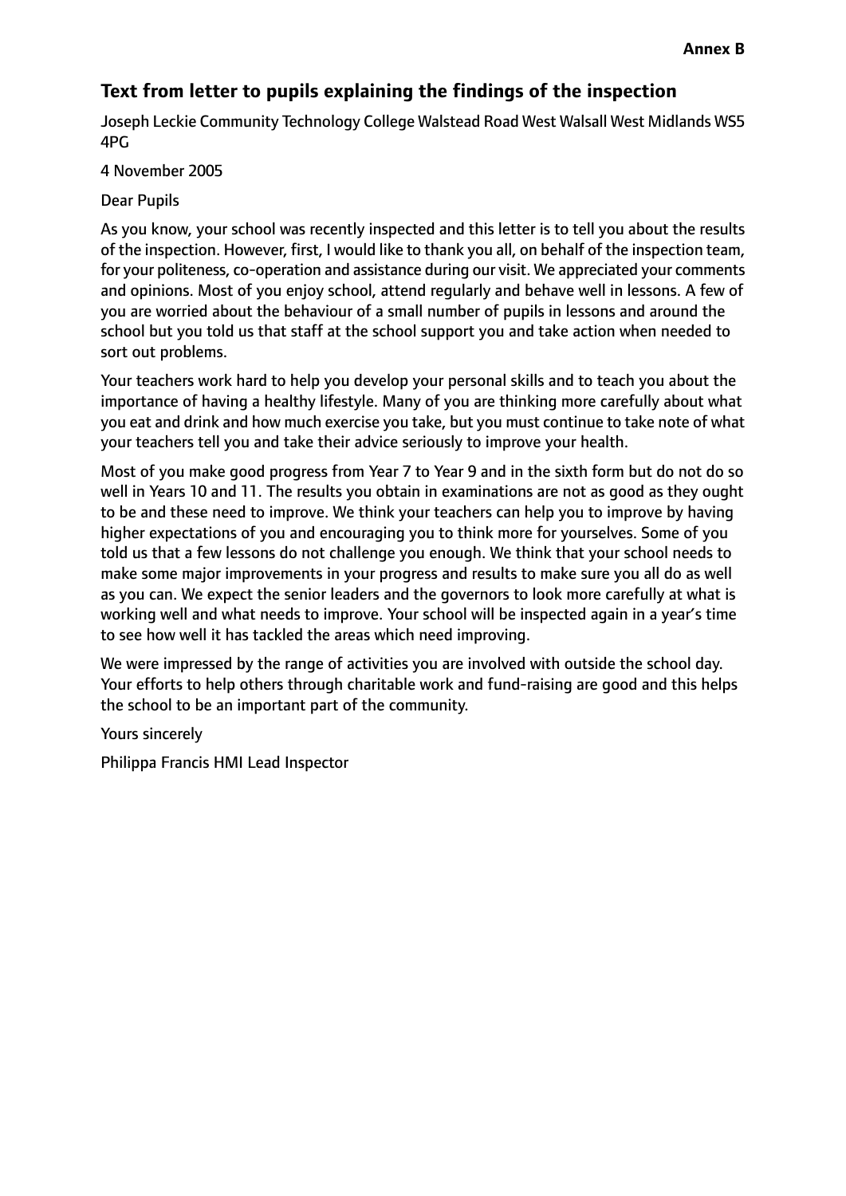Annex B

## Text from letter to pupils explaining the findings of the inspection

Joseph Leckie Community Technology College Walstead Road West Walsall West Midlands WS5 4PG

4 November 2005

Dear Pupils

As you know, your school was recently inspected and this letter is to tell you about the results of the inspection. However, first, I would like to thank you all, on behalf of the inspection team, for your politeness, co-operation and assistance during our visit. We appreciated your comments and opinions. Most of you enjoy school, attend regularly and behave well in lessons. A few of you are worried about the behaviour of a small number of pupils in lessons and around the school but you told us that staff at the school support you and take action when needed to sort out problems.

Your teachers work hard to help you develop your personal skills and to teach you about the importance of having a healthy lifestyle. Many of you are thinking more carefully about what you eat and drink and how much exercise you take, but you must continue to take note of what your teachers tell you and take their advice seriously to improve your health.

Most of you make good progress from Year 7 to Year 9 and in the sixth form but do not do so well in Years 10 and 11. The results you obtain in examinations are not as good as they ought to be and these need to improve. We think your teachers can help you to improve by having higher expectations of you and encouraging you to think more for yourselves. Some of you told us that a few lessons do not challenge you enough. We think that your school needs to make some major improvements in your progress and results to make sure you all do as well as you can. We expect the senior leaders and the governors to look more carefully at what is working well and what needs to improve. Your school will be inspected again in a year's time to see how well it has tackled the areas which need improving.

We were impressed by the range of activities you are involved with outside the school day. Your efforts to help others through charitable work and fund-raising are good and this helps the school to be an important part of the community.

Yours sincerely

Philippa Francis HMI Lead Inspector